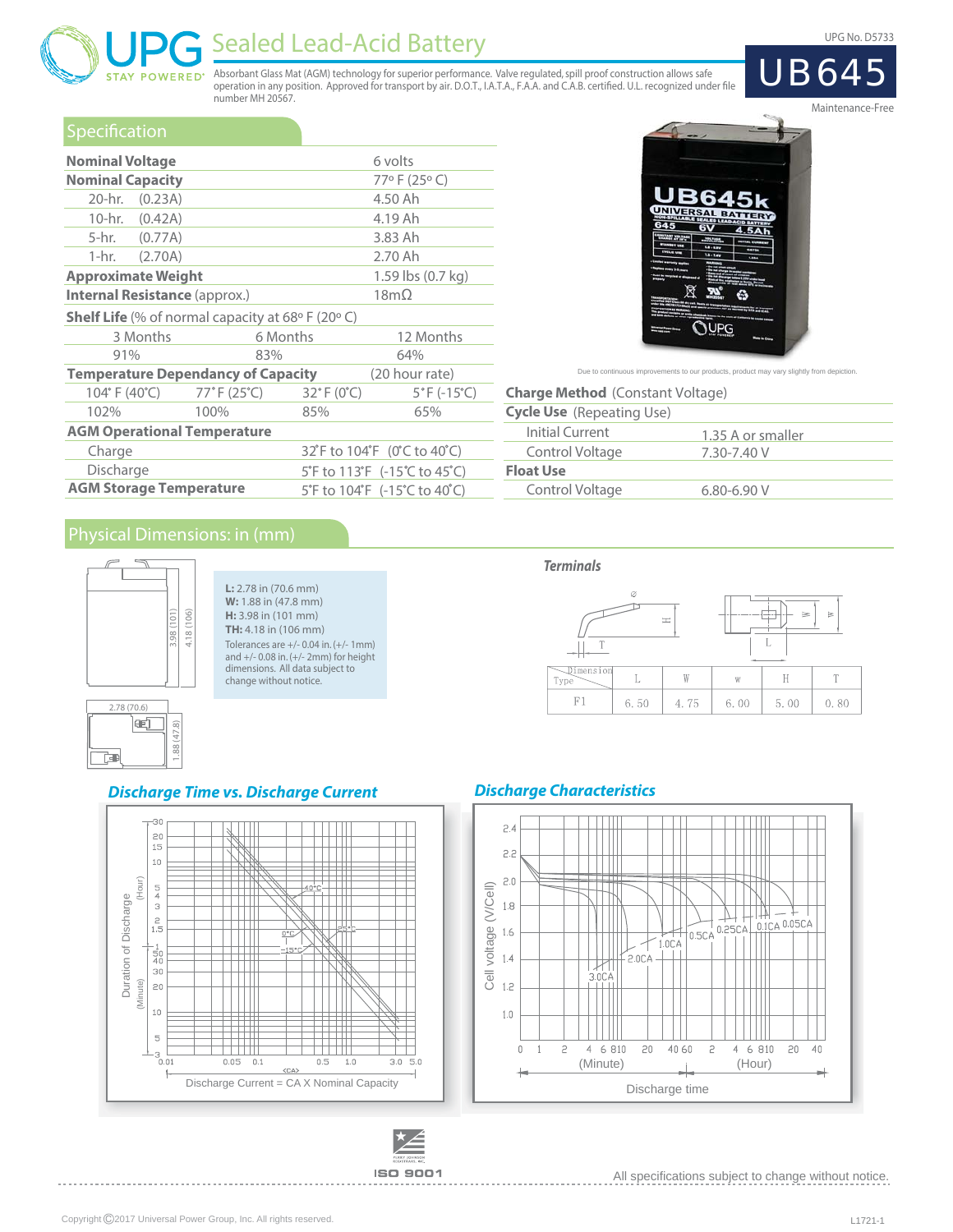# UPG Sealed Lead-Acid Battery

STAY POWERED®

Absorbant Glass Mat (AGM) technology for superior performance. Valve regulated, spill proof construction allows safe operation in any position. Approved for transport by air. D.O.T., I.A.T.A., F.A.A. and C.A.B. certified. U.L. recognized under file number MH 20567.

UPG No. D5733

# UB645

Maintenance-Free

## Specification

| | |
|---|---|
| **Nominal Voltage** | 6 volts |
| **Nominal Capacity** | 77° F (25° C) |
| 20-hr. (0.23A) | 4.50 Ah |
| 10-hr. (0.42A) | 4.19 Ah |
| 5-hr. (0.77A) | 3.83 Ah |
| 1-hr. (2.70A) | 2.70 Ah |
| **Approximate Weight** | 1.59 lbs (0.7 kg) |
| **Internal Resistance** (approx.) | 18mΩ |

**Shelf Life** (% of normal capacity at 68° F (20° C)

| 3 Months | 6 Months | 12 Months |
|---|---|---|
| 91% | 83% | 64% |

**Temperature Dependancy of Capacity** (20 hour rate)

| 104° F (40°C) | 77° F (25°C) | 32° F (0°C) | 5° F (-15°C) |
|---|---|---|---|
| 102% | 100% | 85% | 65% |

**AGM Operational Temperature**

| | |
|---|---|
| Charge | 32°F to 104°F (0°C to 40°C) |
| Discharge | 5°F to 113°F (-15°C to 45°C) |
| **AGM Storage Temperature** | 5°F to 104°F (-15°C to 40°C) |

Due to continuous improvements to our products, product may vary slightly from depiction.

**Charge Method** (Constant Voltage)

| | |
|---|---|
| **Cycle Use** (Repeating Use) | |
| Initial Current | 1.35 A or smaller |
| Control Voltage | 7.30-7.40 V |
| **Float Use** | |
| Control Voltage | 6.80-6.90 V |

## Physical Dimensions: in (mm)

**L:** 2.78 in (70.6 mm)
**W:** 1.88 in (47.8 mm)
**H:** 3.98 in (101 mm)
**TH:** 4.18 in (106 mm)

Tolerances are +/- 0.04 in. (+/- 1mm) and +/- 0.08 in. (+/- 2mm) for height dimensions. All data subject to change without notice.

### *Terminals*

| Dimension / Type | L | W | w | H | T |
|---|---|---|---|---|---|
| F1 | 6.50 | 4.75 | 6.00 | 5.00 | 0.80 |

### *Discharge Time vs. Discharge Current*

### *Discharge Characteristics*

All specifications subject to change without notice.

ISO 9001

Copyright ©2017 Universal Power Group, Inc. All rights reserved.

L1721-1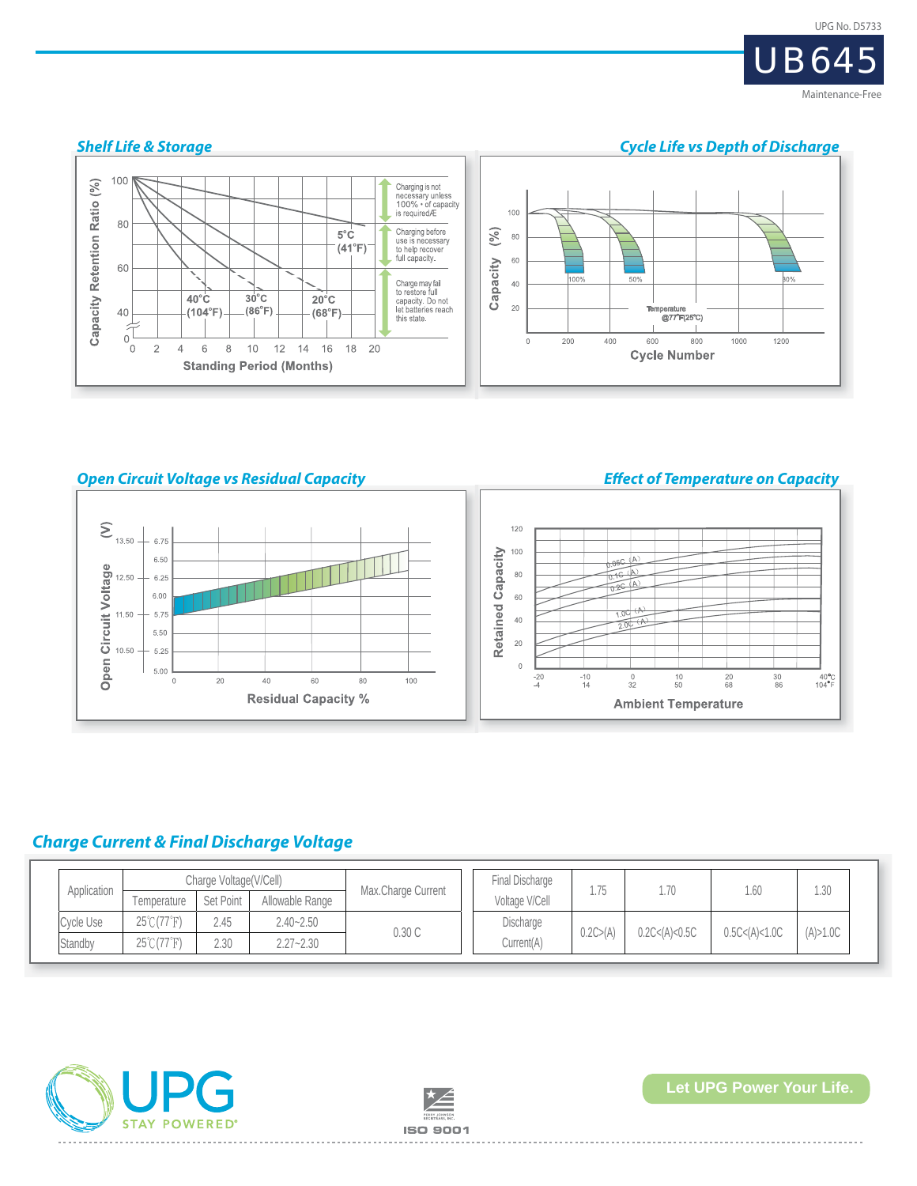UPG No. D5733

# UB645

Maintenance-Free

## Shelf Life & Storage

Capacity Retention Ratio (%)

100
80
60
40
0

0 2 4 6 8 10 12 14 16 18 20

Standing Period (Months)

40°C (104°F)
30°C (86°F)
20°C (68°F)
5°C (41°F)

Charging is not necessary unless 100% • of capacity is requiredÆ

Charging before use is necessary to help recover full capacity.

Charge may fail to restore full capacity. Do not let batteries reach this state.

## Cycle Life vs Depth of Discharge

Capacity (%)

100
80
60
40
20

0 200 400 600 800 1000 1200

Cycle Number

100%
50%
30%

Temperature @77°F(25°C)

## Open Circuit Voltage vs Residual Capacity

Open Circuit Voltage (V)

13.50 6.75
6.50
12.50 6.25
6.00
11.50 5.75
5.50
10.50 5.25
5.00

0 20 40 60 80 100

Residual Capacity %

## Effect of Temperature on Capacity

Retained Capacity

120
100
80
60
40
20
0

-20 -4
-10 14
0 32
10 50
20 68
30 86
40°C 104°F

Ambient Temperature

0.05C (A)
0.1C (A)
0.2C (A)
1.0C (A)
2.0C (A)

## Charge Current & Final Discharge Voltage

| Application | Charge Voltage(V/Cell) | | | Max.Charge Current |
|---|---|---|---|---|
| | Temperature | Set Point | Allowable Range | |
| Cycle Use | 25℃(77℉) | 2.45 | 2.40~2.50 | 0.30 C |
| Standby | 25℃(77℉) | 2.30 | 2.27~2.30 | |

| Final Discharge Voltage V/Cell | 1.75 | 1.70 | 1.60 | 1.30 |
|---|---|---|---|---|
| Discharge Current(A) | 0.2C>(A) | 0.2C<(A)<0.5C | 0.5C<(A)<1.0C | (A)>1.0C |

UPG STAY POWERED®

ISO 9001

Let UPG Power Your Life.